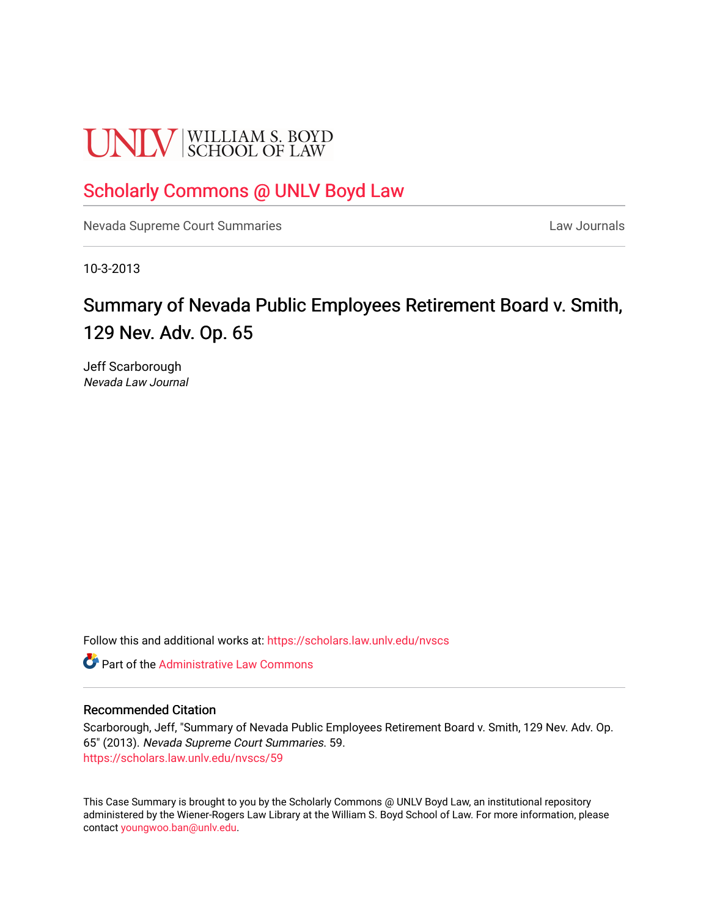UNLV | WILLIAM S. BOYD SCHOOL OF LAW

# Scholarly Commons @ UNLV Boyd Law

Nevada Supreme Court Summaries

Law Journals

10-3-2013

# Summary of Nevada Public Employees Retirement Board v. Smith, 129 Nev. Adv. Op. 65

Jeff Scarborough
*Nevada Law Journal*

Follow this and additional works at: https://scholars.law.unlv.edu/nvscs

Part of the Administrative Law Commons

## Recommended Citation

Scarborough, Jeff, "Summary of Nevada Public Employees Retirement Board v. Smith, 129 Nev. Adv. Op. 65" (2013). *Nevada Supreme Court Summaries*. 59.
https://scholars.law.unlv.edu/nvscs/59

This Case Summary is brought to you by the Scholarly Commons @ UNLV Boyd Law, an institutional repository administered by the Wiener-Rogers Law Library at the William S. Boyd School of Law. For more information, please contact youngwoo.ban@unlv.edu.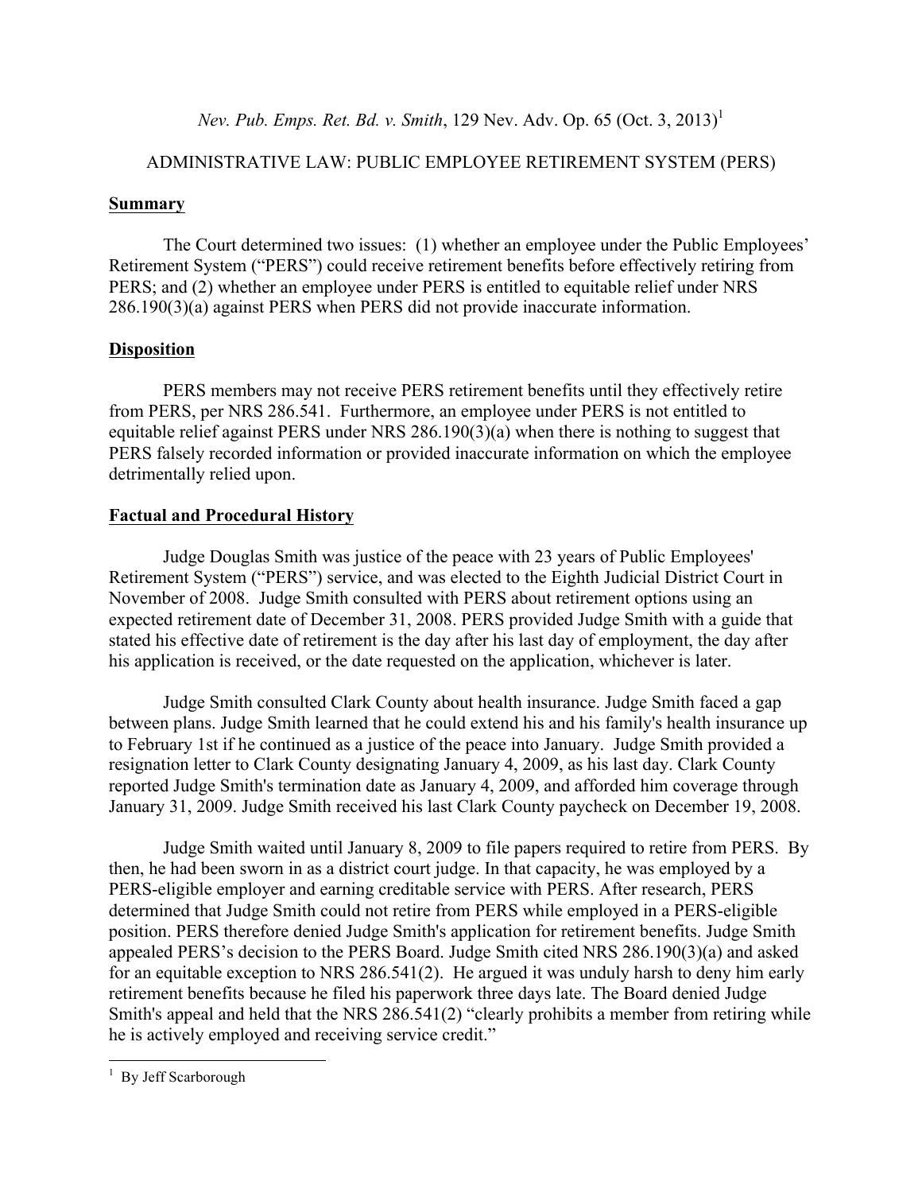*Nev. Pub. Emps. Ret. Bd. v. Smith*, 129 Nev. Adv. Op. 65 (Oct. 3, 2013)[1]

ADMINISTRATIVE LAW: PUBLIC EMPLOYEE RETIREMENT SYSTEM (PERS)

## Summary

The Court determined two issues: (1) whether an employee under the Public Employees' Retirement System ("PERS") could receive retirement benefits before effectively retiring from PERS; and (2) whether an employee under PERS is entitled to equitable relief under NRS 286.190(3)(a) against PERS when PERS did not provide inaccurate information.

## Disposition

PERS members may not receive PERS retirement benefits until they effectively retire from PERS, per NRS 286.541. Furthermore, an employee under PERS is not entitled to equitable relief against PERS under NRS 286.190(3)(a) when there is nothing to suggest that PERS falsely recorded information or provided inaccurate information on which the employee detrimentally relied upon.

## Factual and Procedural History

Judge Douglas Smith was justice of the peace with 23 years of Public Employees' Retirement System ("PERS") service, and was elected to the Eighth Judicial District Court in November of 2008. Judge Smith consulted with PERS about retirement options using an expected retirement date of December 31, 2008. PERS provided Judge Smith with a guide that stated his effective date of retirement is the day after his last day of employment, the day after his application is received, or the date requested on the application, whichever is later.

Judge Smith consulted Clark County about health insurance. Judge Smith faced a gap between plans. Judge Smith learned that he could extend his and his family's health insurance up to February 1st if he continued as a justice of the peace into January. Judge Smith provided a resignation letter to Clark County designating January 4, 2009, as his last day. Clark County reported Judge Smith's termination date as January 4, 2009, and afforded him coverage through January 31, 2009. Judge Smith received his last Clark County paycheck on December 19, 2008.

Judge Smith waited until January 8, 2009 to file papers required to retire from PERS. By then, he had been sworn in as a district court judge. In that capacity, he was employed by a PERS-eligible employer and earning creditable service with PERS. After research, PERS determined that Judge Smith could not retire from PERS while employed in a PERS-eligible position. PERS therefore denied Judge Smith's application for retirement benefits. Judge Smith appealed PERS's decision to the PERS Board. Judge Smith cited NRS 286.190(3)(a) and asked for an equitable exception to NRS 286.541(2). He argued it was unduly harsh to deny him early retirement benefits because he filed his paperwork three days late. The Board denied Judge Smith's appeal and held that the NRS 286.541(2) "clearly prohibits a member from retiring while he is actively employed and receiving service credit."

---

[1] By Jeff Scarborough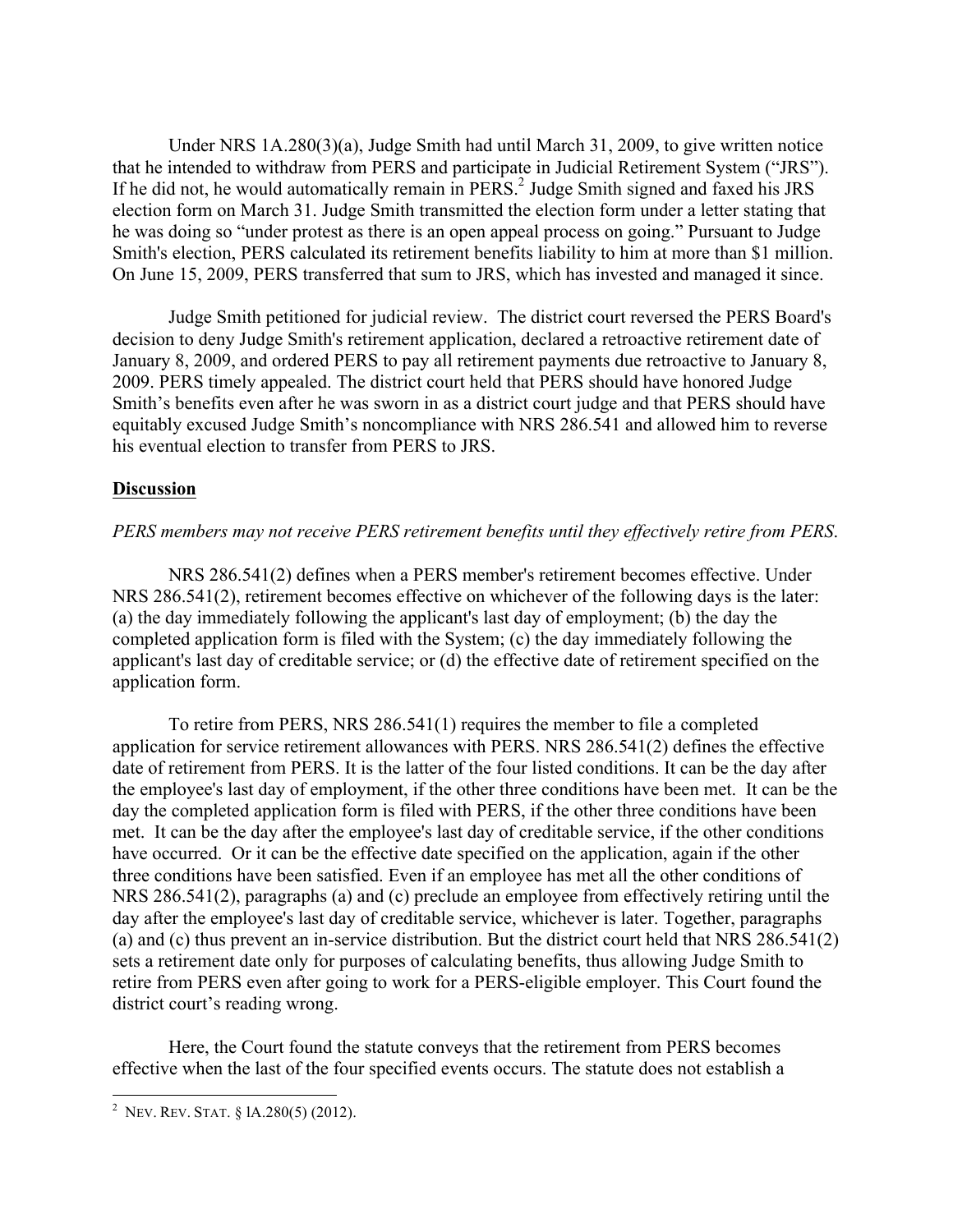Under NRS 1A.280(3)(a), Judge Smith had until March 31, 2009, to give written notice that he intended to withdraw from PERS and participate in Judicial Retirement System ("JRS"). If he did not, he would automatically remain in PERS.[2] Judge Smith signed and faxed his JRS election form on March 31. Judge Smith transmitted the election form under a letter stating that he was doing so "under protest as there is an open appeal process on going." Pursuant to Judge Smith's election, PERS calculated its retirement benefits liability to him at more than $1 million. On June 15, 2009, PERS transferred that sum to JRS, which has invested and managed it since.

Judge Smith petitioned for judicial review. The district court reversed the PERS Board's decision to deny Judge Smith's retirement application, declared a retroactive retirement date of January 8, 2009, and ordered PERS to pay all retirement payments due retroactive to January 8, 2009. PERS timely appealed. The district court held that PERS should have honored Judge Smith's benefits even after he was sworn in as a district court judge and that PERS should have equitably excused Judge Smith's noncompliance with NRS 286.541 and allowed him to reverse his eventual election to transfer from PERS to JRS.

**Discussion**

*PERS members may not receive PERS retirement benefits until they effectively retire from PERS.*

NRS 286.541(2) defines when a PERS member's retirement becomes effective. Under NRS 286.541(2), retirement becomes effective on whichever of the following days is the later: (a) the day immediately following the applicant's last day of employment; (b) the day the completed application form is filed with the System; (c) the day immediately following the applicant's last day of creditable service; or (d) the effective date of retirement specified on the application form.

To retire from PERS, NRS 286.541(1) requires the member to file a completed application for service retirement allowances with PERS. NRS 286.541(2) defines the effective date of retirement from PERS. It is the latter of the four listed conditions. It can be the day after the employee's last day of employment, if the other three conditions have been met. It can be the day the completed application form is filed with PERS, if the other three conditions have been met. It can be the day after the employee's last day of creditable service, if the other conditions have occurred. Or it can be the effective date specified on the application, again if the other three conditions have been satisfied. Even if an employee has met all the other conditions of NRS 286.541(2), paragraphs (a) and (c) preclude an employee from effectively retiring until the day after the employee's last day of creditable service, whichever is later. Together, paragraphs (a) and (c) thus prevent an in-service distribution. But the district court held that NRS 286.541(2) sets a retirement date only for purposes of calculating benefits, thus allowing Judge Smith to retire from PERS even after going to work for a PERS-eligible employer. This Court found the district court's reading wrong.

Here, the Court found the statute conveys that the retirement from PERS becomes effective when the last of the four specified events occurs. The statute does not establish a

[2] NEV. REV. STAT. § 1A.280(5) (2012).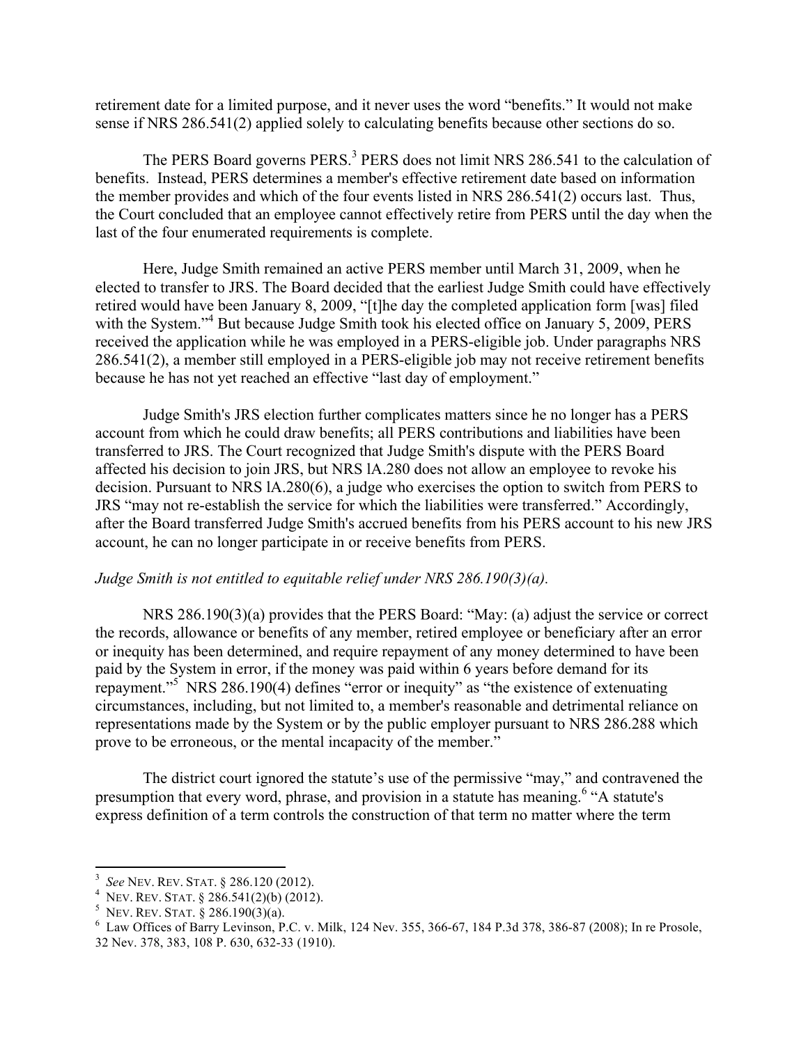retirement date for a limited purpose, and it never uses the word "benefits." It would not make sense if NRS 286.541(2) applied solely to calculating benefits because other sections do so.

The PERS Board governs PERS.[3] PERS does not limit NRS 286.541 to the calculation of benefits. Instead, PERS determines a member's effective retirement date based on information the member provides and which of the four events listed in NRS 286.541(2) occurs last. Thus, the Court concluded that an employee cannot effectively retire from PERS until the day when the last of the four enumerated requirements is complete.

Here, Judge Smith remained an active PERS member until March 31, 2009, when he elected to transfer to JRS. The Board decided that the earliest Judge Smith could have effectively retired would have been January 8, 2009, "[t]he day the completed application form [was] filed with the System."[4] But because Judge Smith took his elected office on January 5, 2009, PERS received the application while he was employed in a PERS-eligible job. Under paragraphs NRS 286.541(2), a member still employed in a PERS-eligible job may not receive retirement benefits because he has not yet reached an effective "last day of employment."

Judge Smith's JRS election further complicates matters since he no longer has a PERS account from which he could draw benefits; all PERS contributions and liabilities have been transferred to JRS. The Court recognized that Judge Smith's dispute with the PERS Board affected his decision to join JRS, but NRS lA.280 does not allow an employee to revoke his decision. Pursuant to NRS lA.280(6), a judge who exercises the option to switch from PERS to JRS "may not re-establish the service for which the liabilities were transferred." Accordingly, after the Board transferred Judge Smith's accrued benefits from his PERS account to his new JRS account, he can no longer participate in or receive benefits from PERS.

*Judge Smith is not entitled to equitable relief under NRS 286.190(3)(a).*

NRS 286.190(3)(a) provides that the PERS Board: "May: (a) adjust the service or correct the records, allowance or benefits of any member, retired employee or beneficiary after an error or inequity has been determined, and require repayment of any money determined to have been paid by the System in error, if the money was paid within 6 years before demand for its repayment."[5] NRS 286.190(4) defines "error or inequity" as "the existence of extenuating circumstances, including, but not limited to, a member's reasonable and detrimental reliance on representations made by the System or by the public employer pursuant to NRS 286.288 which prove to be erroneous, or the mental incapacity of the member."

The district court ignored the statute's use of the permissive "may," and contravened the presumption that every word, phrase, and provision in a statute has meaning.[6] "A statute's express definition of a term controls the construction of that term no matter where the term

---

[3] *See* NEV. REV. STAT. § 286.120 (2012).

[4] NEV. REV. STAT. § 286.541(2)(b) (2012).

[5] NEV. REV. STAT. § 286.190(3)(a).

[6] Law Offices of Barry Levinson, P.C. v. Milk, 124 Nev. 355, 366-67, 184 P.3d 378, 386-87 (2008); In re Prosole, 32 Nev. 378, 383, 108 P. 630, 632-33 (1910).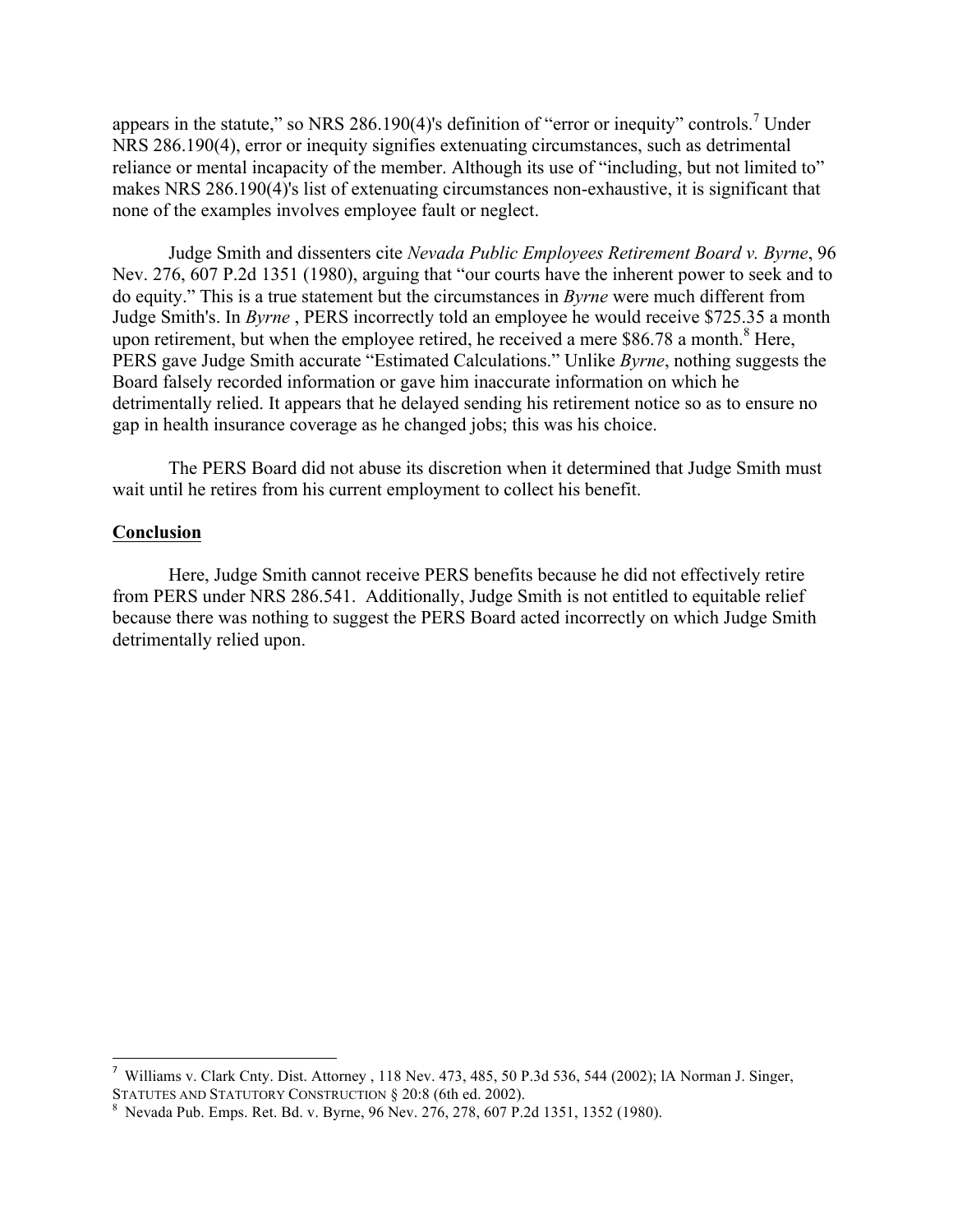appears in the statute," so NRS 286.190(4)'s definition of "error or inequity" controls.[7] Under NRS 286.190(4), error or inequity signifies extenuating circumstances, such as detrimental reliance or mental incapacity of the member. Although its use of "including, but not limited to" makes NRS 286.190(4)'s list of extenuating circumstances non-exhaustive, it is significant that none of the examples involves employee fault or neglect.

Judge Smith and dissenters cite *Nevada Public Employees Retirement Board v. Byrne*, 96 Nev. 276, 607 P.2d 1351 (1980), arguing that "our courts have the inherent power to seek and to do equity." This is a true statement but the circumstances in *Byrne* were much different from Judge Smith's. In *Byrne* , PERS incorrectly told an employee he would receive $725.35 a month upon retirement, but when the employee retired, he received a mere $86.78 a month.[8] Here, PERS gave Judge Smith accurate "Estimated Calculations." Unlike *Byrne*, nothing suggests the Board falsely recorded information or gave him inaccurate information on which he detrimentally relied. It appears that he delayed sending his retirement notice so as to ensure no gap in health insurance coverage as he changed jobs; this was his choice.

The PERS Board did not abuse its discretion when it determined that Judge Smith must wait until he retires from his current employment to collect his benefit.

**Conclusion**

Here, Judge Smith cannot receive PERS benefits because he did not effectively retire from PERS under NRS 286.541. Additionally, Judge Smith is not entitled to equitable relief because there was nothing to suggest the PERS Board acted incorrectly on which Judge Smith detrimentally relied upon.

---

[7] Williams v. Clark Cnty. Dist. Attorney , 118 Nev. 473, 485, 50 P.3d 536, 544 (2002); lA Norman J. Singer, STATUTES AND STATUTORY CONSTRUCTION § 20:8 (6th ed. 2002).

[8] Nevada Pub. Emps. Ret. Bd. v. Byrne, 96 Nev. 276, 278, 607 P.2d 1351, 1352 (1980).